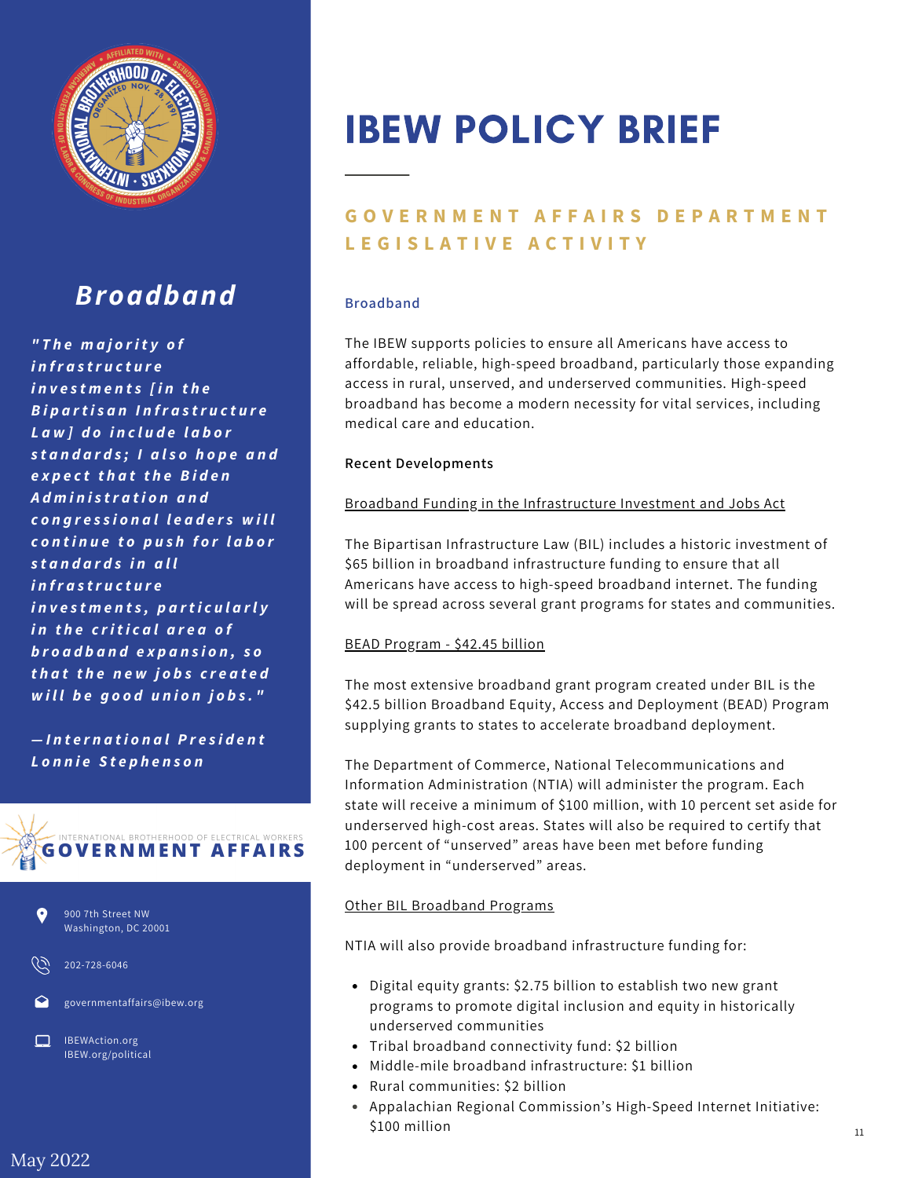# IBEW POLICY BRIEF

## GOVERNMENT AFFAIRS DEPARTMENT LEGISLATIVE ACTIVITY

## *Broadband*

***"The majority of infrastructure investments [in the Bipartisan Infrastructure Law] do include labor standards; I also hope and expect that the Biden Administration and congressional leaders will continue to push for labor standards in all infrastructure investments, particularly in the critical area of broadband expansion, so that the new jobs created will be good union jobs."***

***—International President Lonnie Stephenson***

INTERNATIONAL BROTHERHOOD OF ELECTRICAL WORKERS
**GOVERNMENT AFFAIRS**

900 7th Street NW
Washington, DC 20001

202-728-6046

governmentaffairs@ibew.org

IBEWAction.org
IBEW.org/political

May 2022

### Broadband

The IBEW supports policies to ensure all Americans have access to affordable, reliable, high-speed broadband, particularly those expanding access in rural, unserved, and underserved communities. High-speed broadband has become a modern necessity for vital services, including medical care and education.

**Recent Developments**

Broadband Funding in the Infrastructure Investment and Jobs Act

The Bipartisan Infrastructure Law (BIL) includes a historic investment of $65 billion in broadband infrastructure funding to ensure that all Americans have access to high-speed broadband internet. The funding will be spread across several grant programs for states and communities.

BEAD Program - $42.45 billion

The most extensive broadband grant program created under BIL is the $42.5 billion Broadband Equity, Access and Deployment (BEAD) Program supplying grants to states to accelerate broadband deployment.

The Department of Commerce, National Telecommunications and Information Administration (NTIA) will administer the program. Each state will receive a minimum of $100 million, with 10 percent set aside for underserved high-cost areas. States will also be required to certify that 100 percent of "unserved" areas have been met before funding deployment in "underserved" areas.

Other BIL Broadband Programs

NTIA will also provide broadband infrastructure funding for:

- Digital equity grants: $2.75 billion to establish two new grant programs to promote digital inclusion and equity in historically underserved communities
- Tribal broadband connectivity fund: $2 billion
- Middle-mile broadband infrastructure: $1 billion
- Rural communities: $2 billion
- Appalachian Regional Commission's High-Speed Internet Initiative: $100 million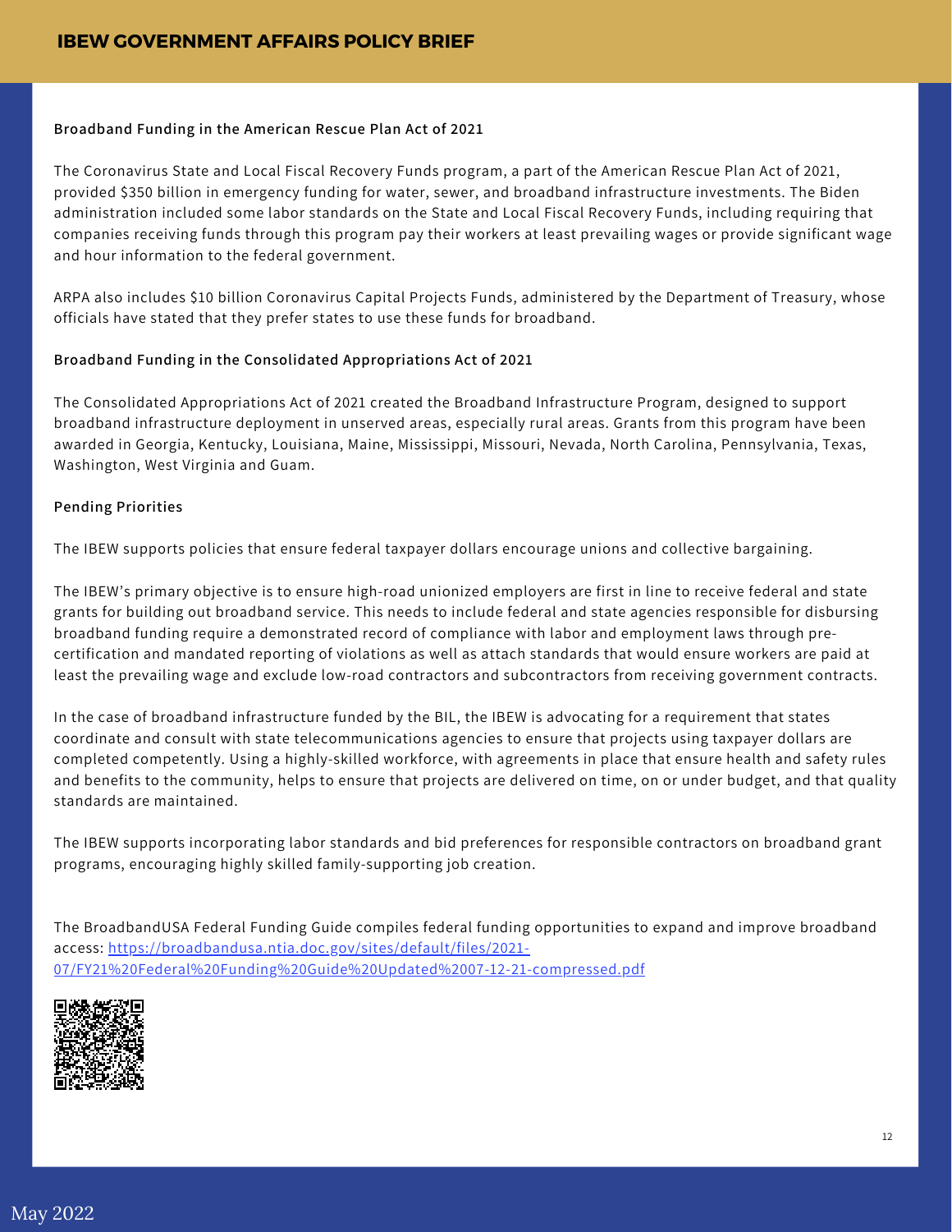### Broadband Funding in the American Rescue Plan Act of 2021

The Coronavirus State and Local Fiscal Recovery Funds program, a part of the American Rescue Plan Act of 2021, provided $350 billion in emergency funding for water, sewer, and broadband infrastructure investments. The Biden administration included some labor standards on the State and Local Fiscal Recovery Funds, including requiring that companies receiving funds through this program pay their workers at least prevailing wages or provide significant wage and hour information to the federal government.

ARPA also includes $10 billion Coronavirus Capital Projects Funds, administered by the Department of Treasury, whose officials have stated that they prefer states to use these funds for broadband.

### Broadband Funding in the Consolidated Appropriations Act of 2021

The Consolidated Appropriations Act of 2021 created the Broadband Infrastructure Program, designed to support broadband infrastructure deployment in unserved areas, especially rural areas. Grants from this program have been awarded in Georgia, Kentucky, Louisiana, Maine, Mississippi, Missouri, Nevada, North Carolina, Pennsylvania, Texas, Washington, West Virginia and Guam.

### Pending Priorities

The IBEW supports policies that ensure federal taxpayer dollars encourage unions and collective bargaining.

The IBEW's primary objective is to ensure high-road unionized employers are first in line to receive federal and state grants for building out broadband service. This needs to include federal and state agencies responsible for disbursing broadband funding require a demonstrated record of compliance with labor and employment laws through pre-certification and mandated reporting of violations as well as attach standards that would ensure workers are paid at least the prevailing wage and exclude low-road contractors and subcontractors from receiving government contracts.

In the case of broadband infrastructure funded by the BIL, the IBEW is advocating for a requirement that states coordinate and consult with state telecommunications agencies to ensure that projects using taxpayer dollars are completed competently. Using a highly-skilled workforce, with agreements in place that ensure health and safety rules and benefits to the community, helps to ensure that projects are delivered on time, on or under budget, and that quality standards are maintained.

The IBEW supports incorporating labor standards and bid preferences for responsible contractors on broadband grant programs, encouraging highly skilled family-supporting job creation.

The BroadbandUSA Federal Funding Guide compiles federal funding opportunities to expand and improve broadband access: https://broadbandusa.ntia.doc.gov/sites/default/files/2021-07/FY21%20Federal%20Funding%20Guide%20Updated%2007-12-21-compressed.pdf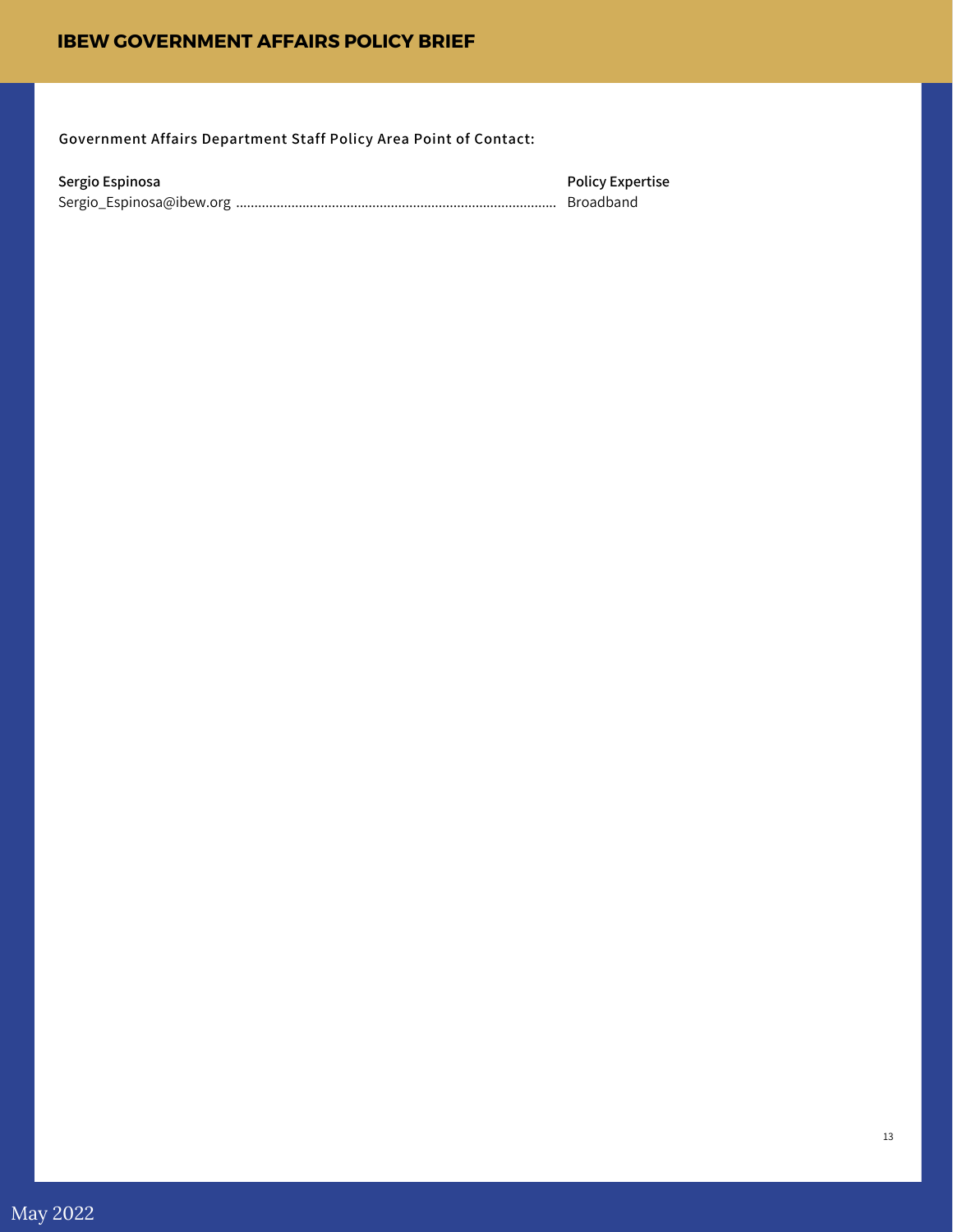Government Affairs Department Staff Policy Area Point of Contact:

| | |
|---|---|
| **Sergio Espinosa** | **Policy Expertise** |
| Sergio_Espinosa@ibew.org | Broadband |